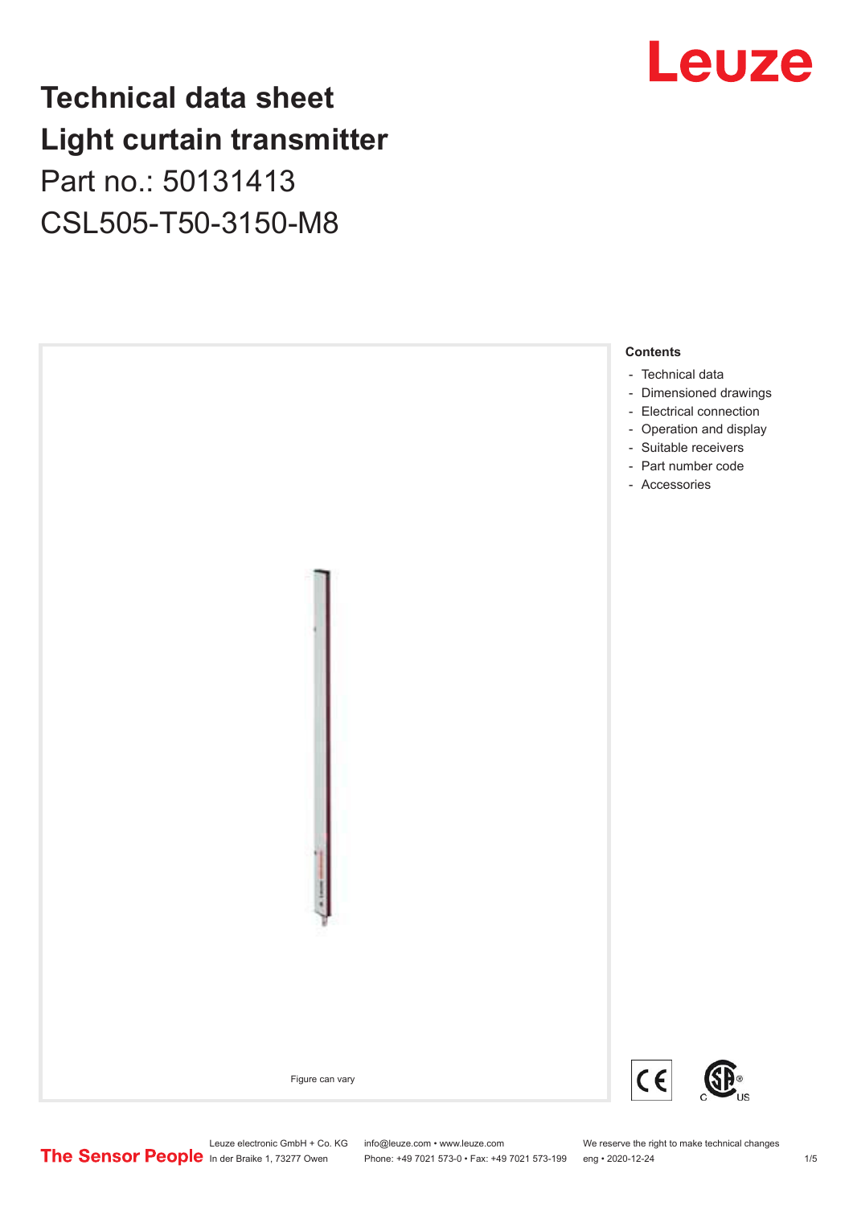# Technical data sheet
# Light curtain transmitter

Part no.: 50131413

CSL505-T50-3150-M8

Figure can vary

**Contents**

- Technical data
- Dimensioned drawings
- Electrical connection
- Operation and display
- Suitable receivers
- Part number code
- Accessories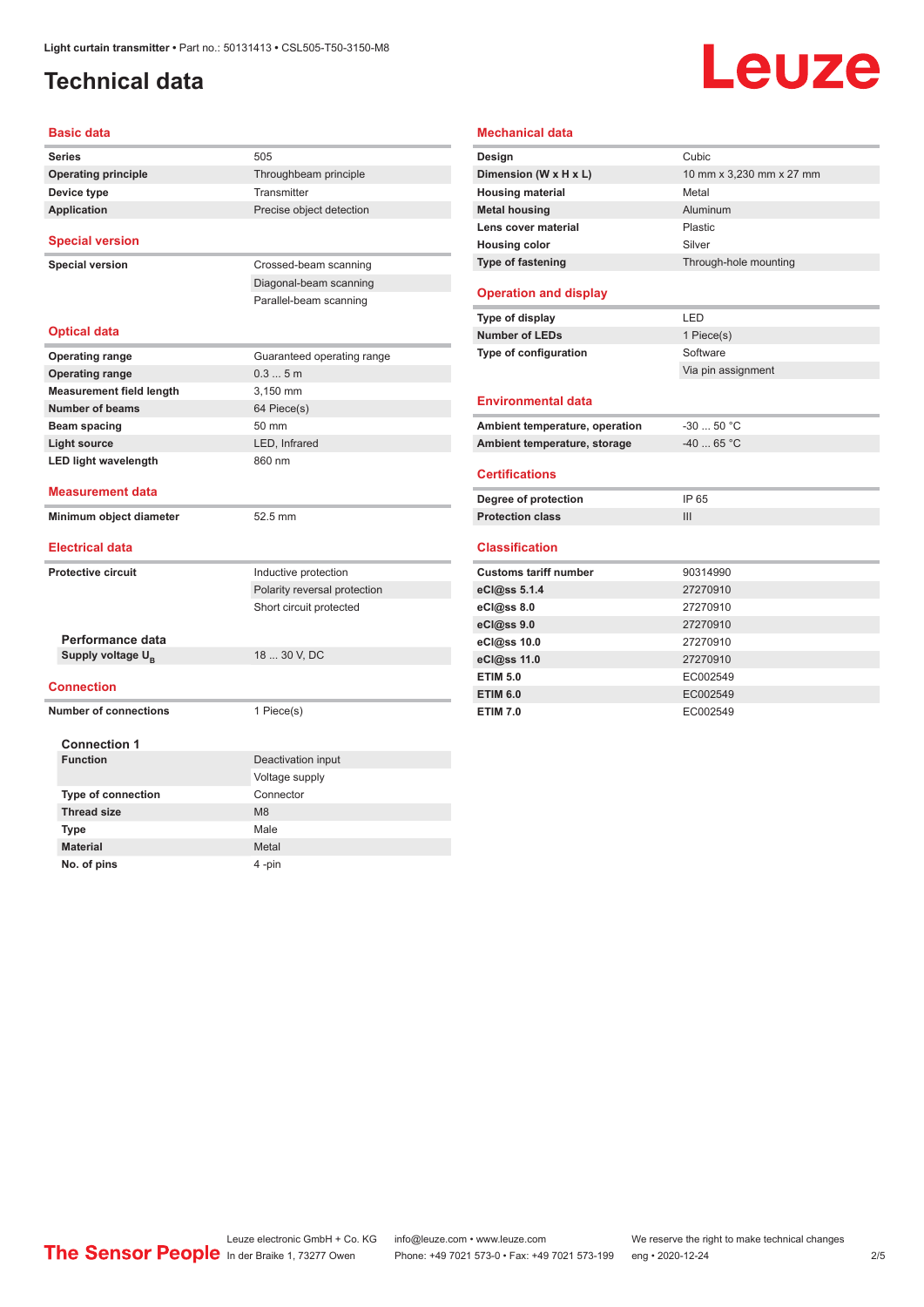# Technical data

## Basic data

| | |
|---|---|
| **Series** | 505 |
| **Operating principle** | Throughbeam principle |
| **Device type** | Transmitter |
| **Application** | Precise object detection |

## Special version

| | |
|---|---|
| **Special version** | Crossed-beam scanning |
| | Diagonal-beam scanning |
| | Parallel-beam scanning |

## Optical data

| | |
|---|---|
| **Operating range** | Guaranteed operating range |
| **Operating range** | 0.3 ... 5 m |
| **Measurement field length** | 3,150 mm |
| **Number of beams** | 64 Piece(s) |
| **Beam spacing** | 50 mm |
| **Light source** | LED, Infrared |
| **LED light wavelength** | 860 nm |

## Measurement data

| | |
|---|---|
| **Minimum object diameter** | 52.5 mm |

## Electrical data

| | |
|---|---|
| **Protective circuit** | Inductive protection |
| | Polarity reversal protection |
| | Short circuit protected |

### Performance data

| | |
|---|---|
| **Supply voltage $U_B$** | 18 ... 30 V, DC |

## Connection

| | |
|---|---|
| **Number of connections** | 1 Piece(s) |

### Connection 1

| | |
|---|---|
| **Function** | Deactivation input |
| | Voltage supply |
| **Type of connection** | Connector |
| **Thread size** | M8 |
| **Type** | Male |
| **Material** | Metal |
| **No. of pins** | 4 -pin |

## Mechanical data

| | |
|---|---|
| **Design** | Cubic |
| **Dimension (W x H x L)** | 10 mm x 3,230 mm x 27 mm |
| **Housing material** | Metal |
| **Metal housing** | Aluminum |
| **Lens cover material** | Plastic |
| **Housing color** | Silver |
| **Type of fastening** | Through-hole mounting |

## Operation and display

| | |
|---|---|
| **Type of display** | LED |
| **Number of LEDs** | 1 Piece(s) |
| **Type of configuration** | Software |
| | Via pin assignment |

## Environmental data

| | |
|---|---|
| **Ambient temperature, operation** | -30 ... 50 °C |
| **Ambient temperature, storage** | -40 ... 65 °C |

## Certifications

| | |
|---|---|
| **Degree of protection** | IP 65 |
| **Protection class** | III |

## Classification

| | |
|---|---|
| **Customs tariff number** | 90314990 |
| **eCl@ss 5.1.4** | 27270910 |
| **eCl@ss 8.0** | 27270910 |
| **eCl@ss 9.0** | 27270910 |
| **eCl@ss 10.0** | 27270910 |
| **eCl@ss 11.0** | 27270910 |
| **ETIM 5.0** | EC002549 |
| **ETIM 6.0** | EC002549 |
| **ETIM 7.0** | EC002549 |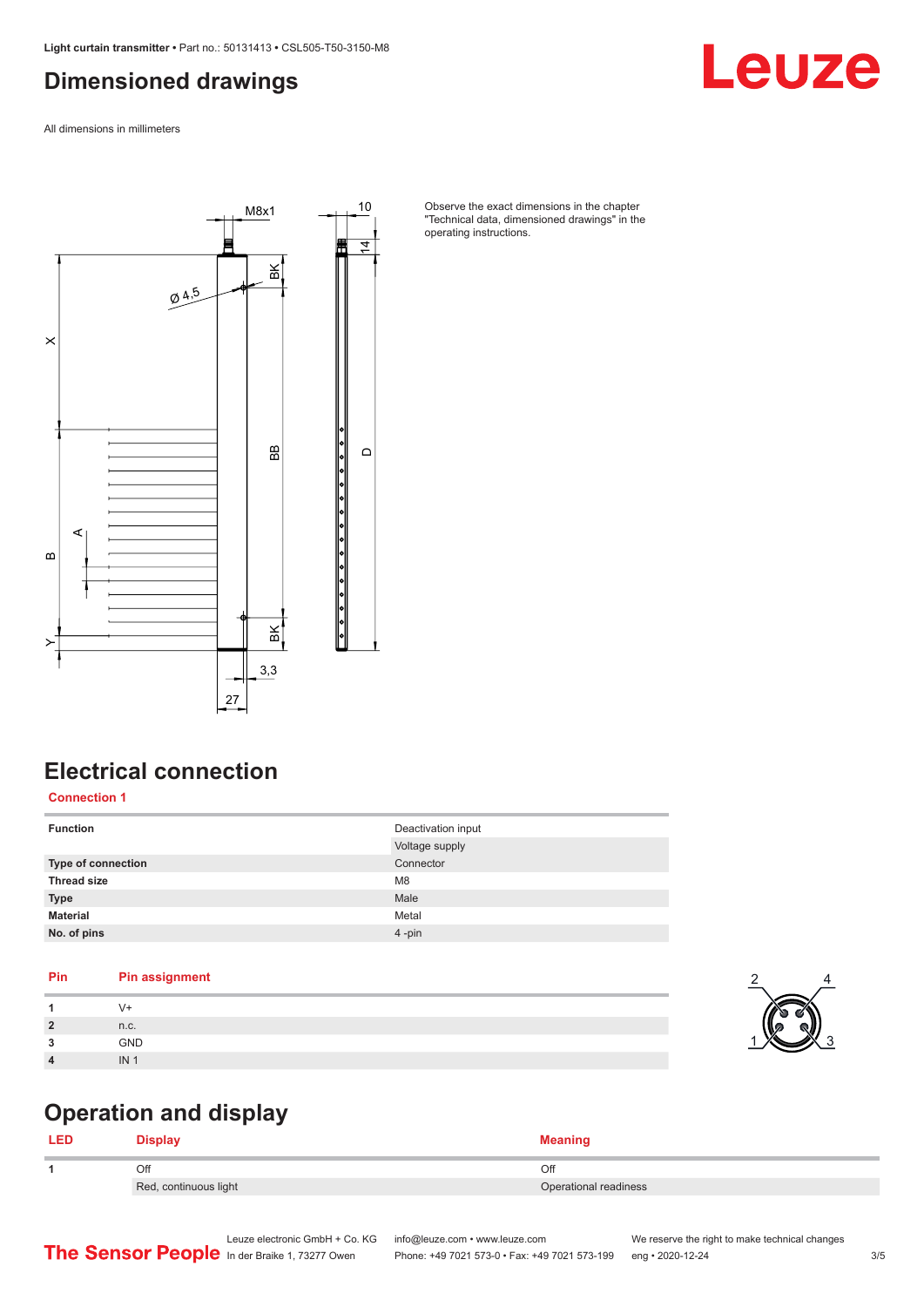# Dimensioned drawings

All dimensions in millimeters

Observe the exact dimensions in the chapter "Technical data, dimensioned drawings" in the operating instructions.

# Electrical connection

**Connection 1**

| | |
|---|---|
| **Function** | Deactivation input |
| | Voltage supply |
| **Type of connection** | Connector |
| **Thread size** | M8 |
| **Type** | Male |
| **Material** | Metal |
| **No. of pins** | 4 -pin |

| Pin | Pin assignment |
|---|---|
| **1** | V+ |
| **2** | n.c. |
| **3** | GND |
| **4** | IN 1 |

# Operation and display

| LED | Display | Meaning |
|---|---|---|
| **1** | Off | Off |
| | Red, continuous light | Operational readiness |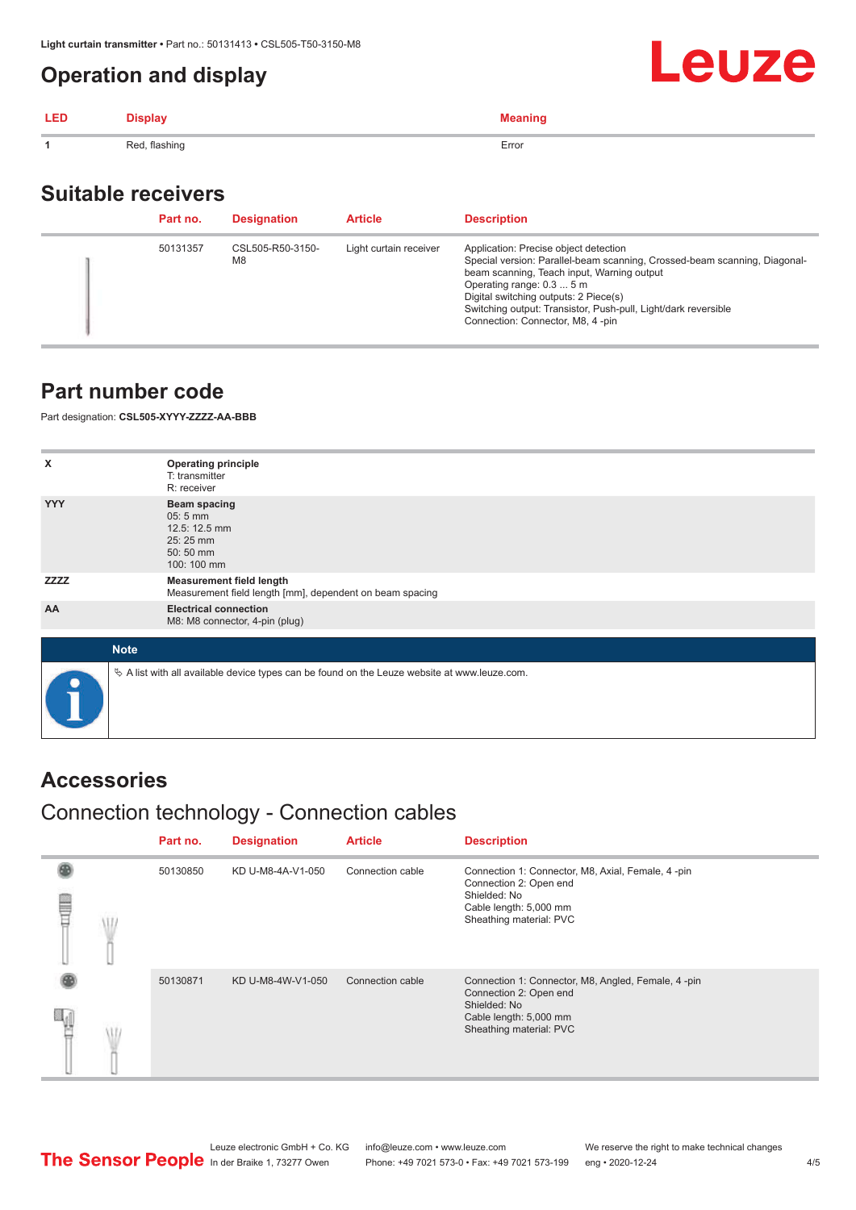# Operation and display

| LED | Display | Meaning |
|---|---|---|
| 1 | Red, flashing | Error |

## Suitable receivers

| Part no. | Designation | Article | Description |
|---|---|---|---|
| 50131357 | CSL505-R50-3150-M8 | Light curtain receiver | Application: Precise object detection<br>Special version: Parallel-beam scanning, Crossed-beam scanning, Diagonal-beam scanning, Teach input, Warning output<br>Operating range: 0.3 ... 5 m<br>Digital switching outputs: 2 Piece(s)<br>Switching output: Transistor, Push-pull, Light/dark reversible<br>Connection: Connector, M8, 4 -pin |

## Part number code

Part designation: **CSL505-XYYY-ZZZZ-AA-BBB**

| | |
|---|---|
| X | **Operating principle**<br>T: transmitter<br>R: receiver |
| YYY | **Beam spacing**<br>05: 5 mm<br>12.5: 12.5 mm<br>25: 25 mm<br>50: 50 mm<br>100: 100 mm |
| ZZZZ | **Measurement field length**<br>Measurement field length [mm], dependent on beam spacing |
| AA | **Electrical connection**<br>M8: M8 connector, 4-pin (plug) |

**Note**

A list with all available device types can be found on the Leuze website at www.leuze.com.

## Accessories

### Connection technology - Connection cables

| Part no. | Designation | Article | Description |
|---|---|---|---|
| 50130850 | KD U-M8-4A-V1-050 | Connection cable | Connection 1: Connector, M8, Axial, Female, 4 -pin<br>Connection 2: Open end<br>Shielded: No<br>Cable length: 5,000 mm<br>Sheathing material: PVC |
| 50130871 | KD U-M8-4W-V1-050 | Connection cable | Connection 1: Connector, M8, Angled, Female, 4 -pin<br>Connection 2: Open end<br>Shielded: No<br>Cable length: 5,000 mm<br>Sheathing material: PVC |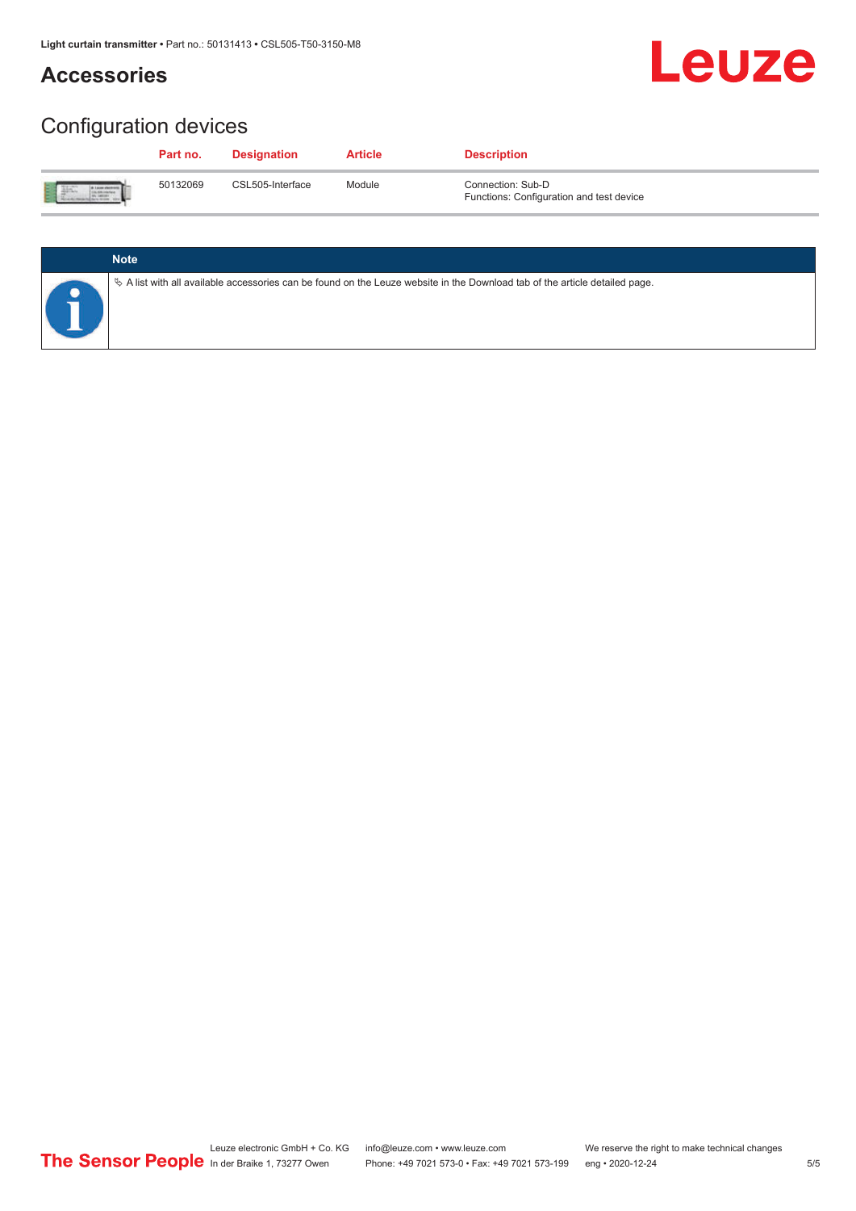## Accessories

# Configuration devices

| | Part no. | Designation | Article | Description |
|---|---|---|---|---|
| | 50132069 | CSL505-Interface | Module | Connection: Sub-D<br>Functions: Configuration and test device |

**Note**

↻ A list with all available accessories can be found on the Leuze website in the Download tab of the article detailed page.